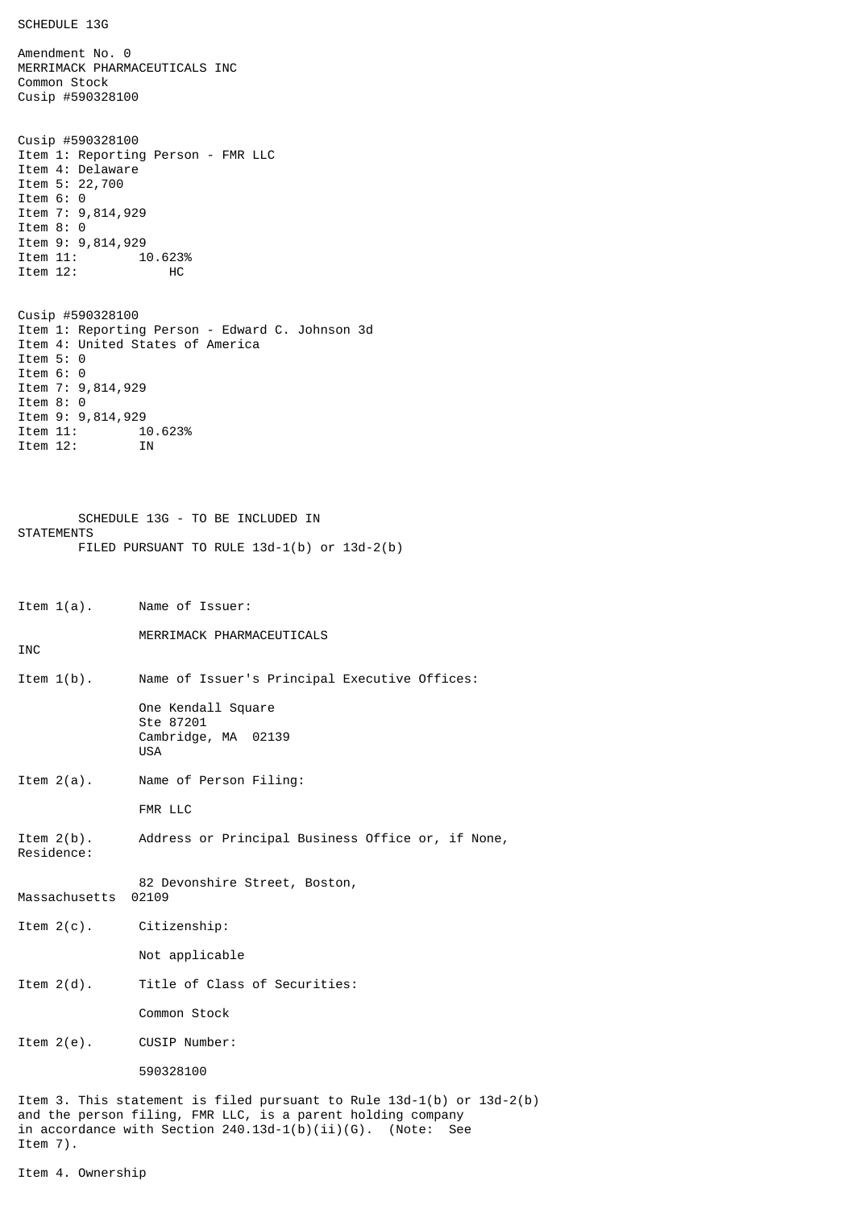SCHEDULE 13G

Amendment No. 0
MERRIMACK PHARMACEUTICALS INC
Common Stock
Cusip #590328100

Cusip #590328100
Item 1: Reporting Person - FMR LLC
Item 4: Delaware
Item 5: 22,700
Item 6: 0
Item 7: 9,814,929
Item 8: 0
Item 9: 9,814,929
Item 11: 10.623%
Item 12: HC

Cusip #590328100
Item 1: Reporting Person - Edward C. Johnson 3d
Item 4: United States of America
Item 5: 0
Item 6: 0
Item 7: 9,814,929
Item 8: 0
Item 9: 9,814,929
Item 11: 10.623%
Item 12: IN

SCHEDULE 13G - TO BE INCLUDED IN STATEMENTS
FILED PURSUANT TO RULE 13d-1(b) or 13d-2(b)

Item 1(a). Name of Issuer:

MERRIMACK PHARMACEUTICALS INC

Item 1(b). Name of Issuer's Principal Executive Offices:

One Kendall Square
Ste 87201
Cambridge, MA 02139
USA

Item 2(a). Name of Person Filing:

FMR LLC

Item 2(b). Address or Principal Business Office or, if None, Residence:

82 Devonshire Street, Boston, Massachusetts 02109

Item 2(c). Citizenship:

Not applicable

Item 2(d). Title of Class of Securities:

Common Stock

Item 2(e). CUSIP Number:

590328100

Item 3. This statement is filed pursuant to Rule 13d-1(b) or 13d-2(b) and the person filing, FMR LLC, is a parent holding company in accordance with Section 240.13d-1(b)(ii)(G). (Note: See Item 7).

Item 4. Ownership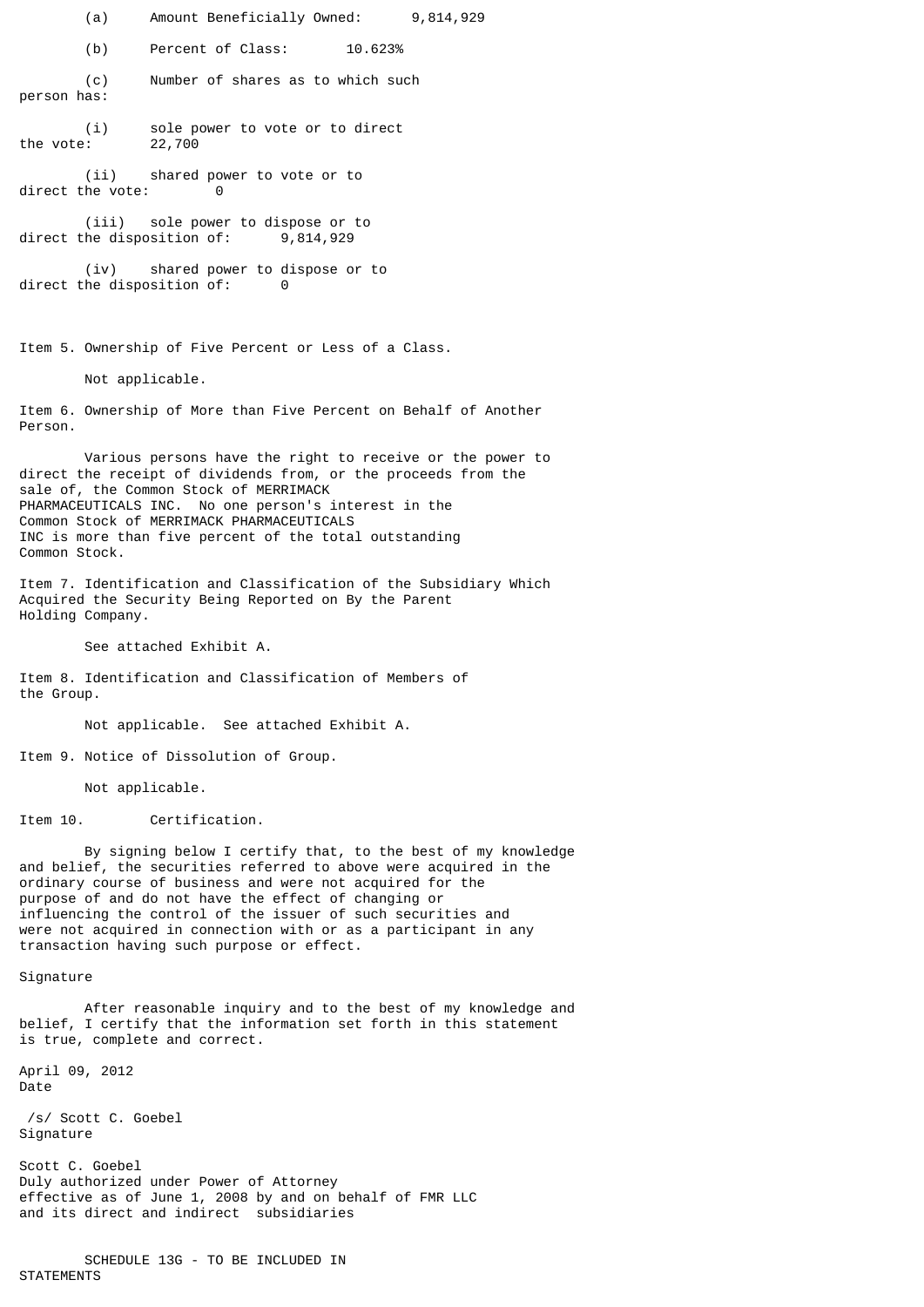(a) Amount Beneficially Owned: 9,814,929

(b) Percent of Class: 10.623%

(c) Number of shares as to which such person has:

(i) sole power to vote or to direct the vote: 22,700

(ii) shared power to vote or to direct the vote: 0

(iii) sole power to dispose or to direct the disposition of: 9,814,929

(iv) shared power to dispose or to direct the disposition of: 0

Item 5. Ownership of Five Percent or Less of a Class.

Not applicable.

Item 6. Ownership of More than Five Percent on Behalf of Another Person.

Various persons have the right to receive or the power to direct the receipt of dividends from, or the proceeds from the sale of, the Common Stock of MERRIMACK PHARMACEUTICALS INC. No one person's interest in the Common Stock of MERRIMACK PHARMACEUTICALS INC is more than five percent of the total outstanding Common Stock.

Item 7. Identification and Classification of the Subsidiary Which Acquired the Security Being Reported on By the Parent Holding Company.

See attached Exhibit A.

Item 8. Identification and Classification of Members of the Group.

Not applicable. See attached Exhibit A.

Item 9. Notice of Dissolution of Group.

Not applicable.

Item 10. Certification.

By signing below I certify that, to the best of my knowledge and belief, the securities referred to above were acquired in the ordinary course of business and were not acquired for the purpose of and do not have the effect of changing or influencing the control of the issuer of such securities and were not acquired in connection with or as a participant in any transaction having such purpose or effect.

Signature

After reasonable inquiry and to the best of my knowledge and belief, I certify that the information set forth in this statement is true, complete and correct.

April 09, 2012
Date

/s/ Scott C. Goebel
Signature

Scott C. Goebel
Duly authorized under Power of Attorney effective as of June 1, 2008 by and on behalf of FMR LLC and its direct and indirect subsidiaries

SCHEDULE 13G - TO BE INCLUDED IN STATEMENTS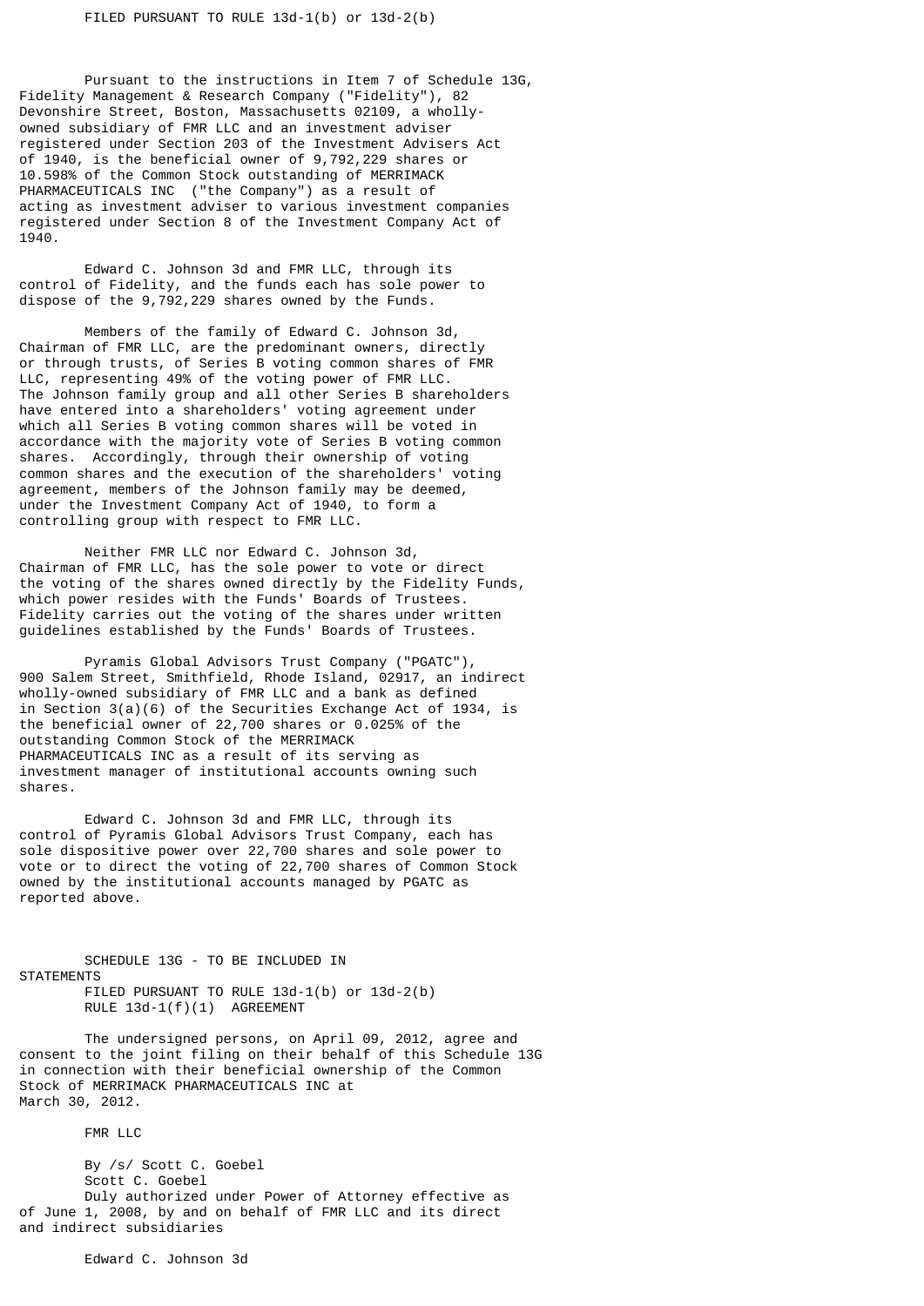FILED PURSUANT TO RULE 13d-1(b) or 13d-2(b)

Pursuant to the instructions in Item 7 of Schedule 13G, Fidelity Management & Research Company ("Fidelity"), 82 Devonshire Street, Boston, Massachusetts 02109, a wholly-owned subsidiary of FMR LLC and an investment adviser registered under Section 203 of the Investment Advisers Act of 1940, is the beneficial owner of 9,792,229 shares or 10.598% of the Common Stock outstanding of MERRIMACK PHARMACEUTICALS INC ("the Company") as a result of acting as investment adviser to various investment companies registered under Section 8 of the Investment Company Act of 1940.

Edward C. Johnson 3d and FMR LLC, through its control of Fidelity, and the funds each has sole power to dispose of the 9,792,229 shares owned by the Funds.

Members of the family of Edward C. Johnson 3d, Chairman of FMR LLC, are the predominant owners, directly or through trusts, of Series B voting common shares of FMR LLC, representing 49% of the voting power of FMR LLC. The Johnson family group and all other Series B shareholders have entered into a shareholders' voting agreement under which all Series B voting common shares will be voted in accordance with the majority vote of Series B voting common shares. Accordingly, through their ownership of voting common shares and the execution of the shareholders' voting agreement, members of the Johnson family may be deemed, under the Investment Company Act of 1940, to form a controlling group with respect to FMR LLC.

Neither FMR LLC nor Edward C. Johnson 3d, Chairman of FMR LLC, has the sole power to vote or direct the voting of the shares owned directly by the Fidelity Funds, which power resides with the Funds' Boards of Trustees. Fidelity carries out the voting of the shares under written guidelines established by the Funds' Boards of Trustees.

Pyramis Global Advisors Trust Company ("PGATC"), 900 Salem Street, Smithfield, Rhode Island, 02917, an indirect wholly-owned subsidiary of FMR LLC and a bank as defined in Section 3(a)(6) of the Securities Exchange Act of 1934, is the beneficial owner of 22,700 shares or 0.025% of the outstanding Common Stock of the MERRIMACK PHARMACEUTICALS INC as a result of its serving as investment manager of institutional accounts owning such shares.

Edward C. Johnson 3d and FMR LLC, through its control of Pyramis Global Advisors Trust Company, each has sole dispositive power over 22,700 shares and sole power to vote or to direct the voting of 22,700 shares of Common Stock owned by the institutional accounts managed by PGATC as reported above.

SCHEDULE 13G - TO BE INCLUDED IN STATEMENTS
FILED PURSUANT TO RULE 13d-1(b) or 13d-2(b)
RULE 13d-1(f)(1) AGREEMENT

The undersigned persons, on April 09, 2012, agree and consent to the joint filing on their behalf of this Schedule 13G in connection with their beneficial ownership of the Common Stock of MERRIMACK PHARMACEUTICALS INC at March 30, 2012.

FMR LLC

By /s/ Scott C. Goebel
Scott C. Goebel
Duly authorized under Power of Attorney effective as of June 1, 2008, by and on behalf of FMR LLC and its direct and indirect subsidiaries

Edward C. Johnson 3d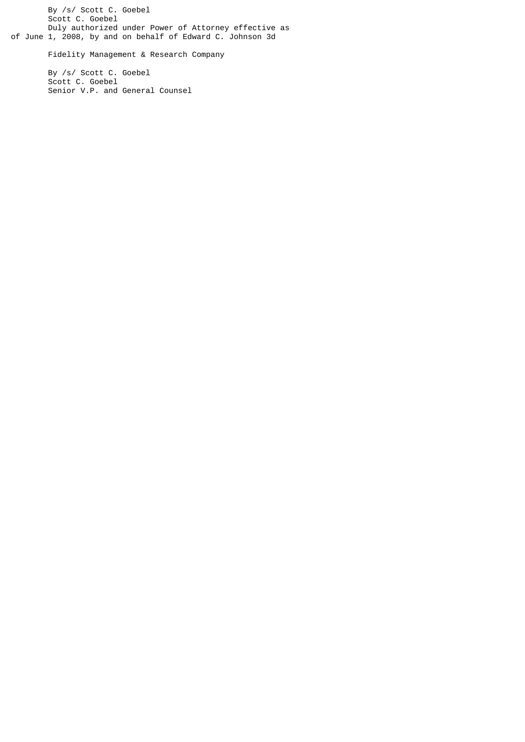By /s/ Scott C. Goebel
Scott C. Goebel
Duly authorized under Power of Attorney effective as of June 1, 2008, by and on behalf of Edward C. Johnson 3d

Fidelity Management & Research Company

By /s/ Scott C. Goebel
Scott C. Goebel
Senior V.P. and General Counsel